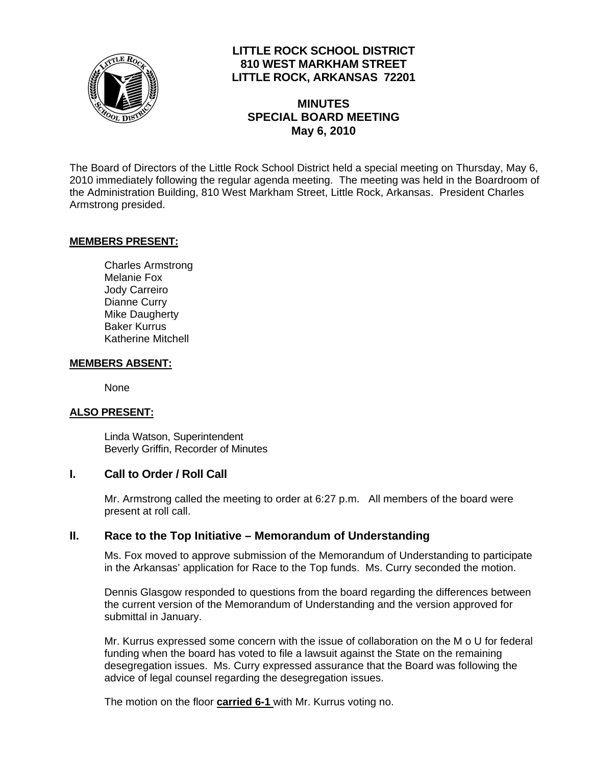# LITTLE ROCK SCHOOL DISTRICT
## 810 WEST MARKHAM STREET
## LITTLE ROCK, ARKANSAS 72201

## MINUTES
## SPECIAL BOARD MEETING
## May 6, 2010

The Board of Directors of the Little Rock School District held a special meeting on Thursday, May 6, 2010 immediately following the regular agenda meeting. The meeting was held in the Boardroom of the Administration Building, 810 West Markham Street, Little Rock, Arkansas. President Charles Armstrong presided.

**MEMBERS PRESENT:**

Charles Armstrong
Melanie Fox
Jody Carreiro
Dianne Curry
Mike Daugherty
Baker Kurrus
Katherine Mitchell

**MEMBERS ABSENT:**

None

**ALSO PRESENT:**

Linda Watson, Superintendent
Beverly Griffin, Recorder of Minutes

### I. Call to Order / Roll Call

Mr. Armstrong called the meeting to order at 6:27 p.m. All members of the board were present at roll call.

### II. Race to the Top Initiative – Memorandum of Understanding

Ms. Fox moved to approve submission of the Memorandum of Understanding to participate in the Arkansas' application for Race to the Top funds. Ms. Curry seconded the motion.

Dennis Glasgow responded to questions from the board regarding the differences between the current version of the Memorandum of Understanding and the version approved for submittal in January.

Mr. Kurrus expressed some concern with the issue of collaboration on the M o U for federal funding when the board has voted to file a lawsuit against the State on the remaining desegregation issues. Ms. Curry expressed assurance that the Board was following the advice of legal counsel regarding the desegregation issues.

The motion on the floor **carried 6-1** with Mr. Kurrus voting no.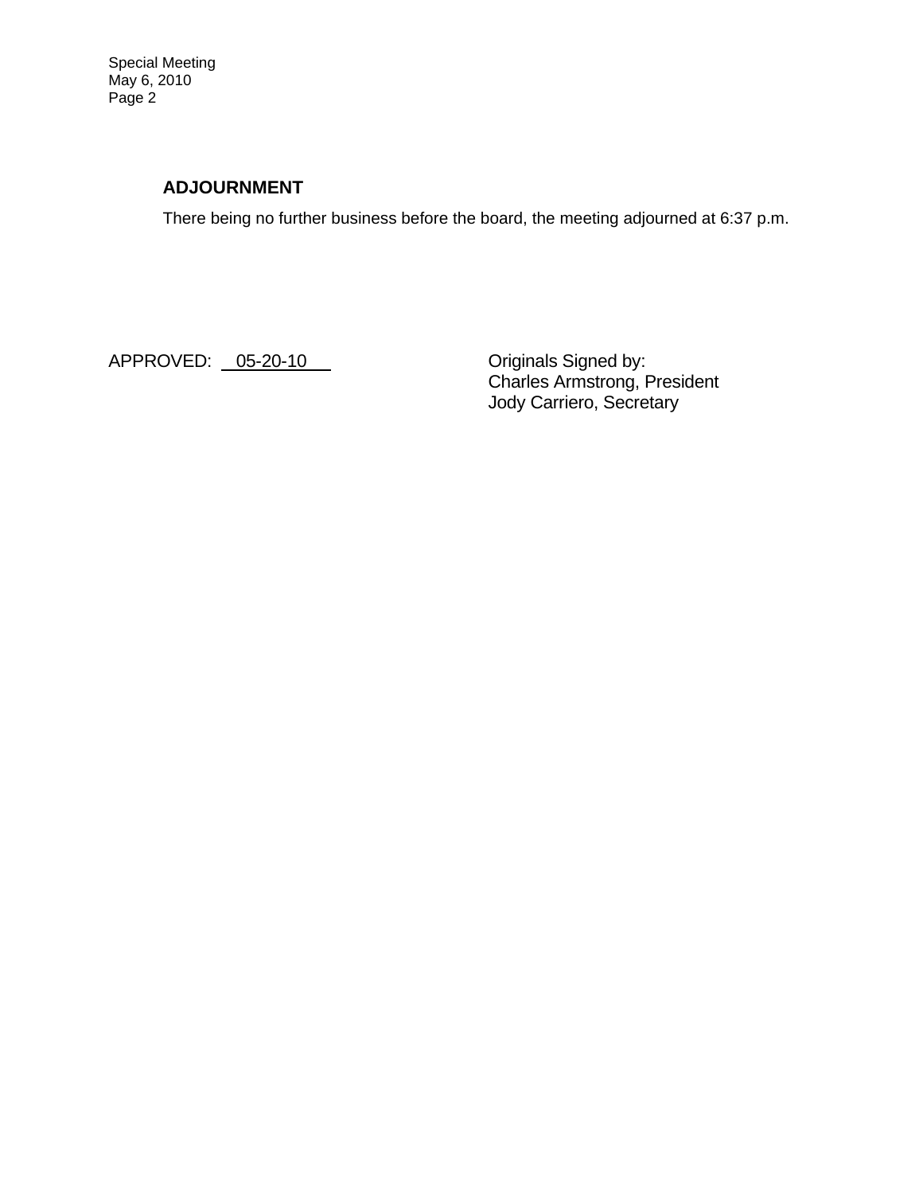## ADJOURNMENT

There being no further business before the board, the meeting adjourned at 6:37 p.m.

APPROVED: 05-20-10

Originals Signed by:
Charles Armstrong, President
Jody Carriero, Secretary